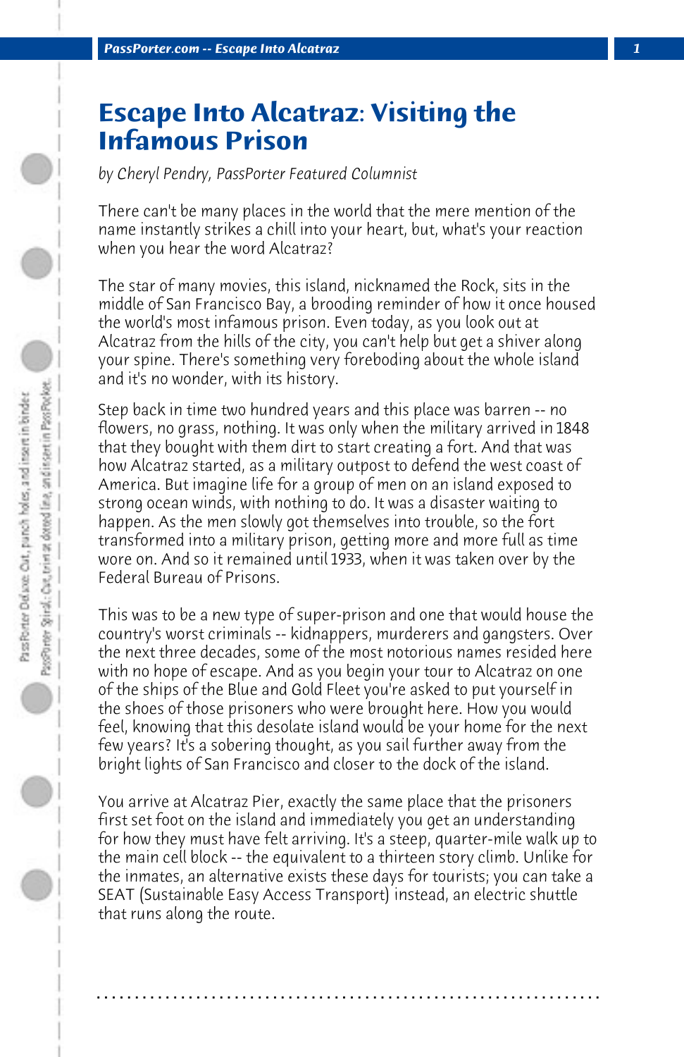# Escape Into Alcatraz: Visiting the Infamous Prison

*by Cheryl Pendry, PassPorter Featured Columnist*

There can't be many places in the world that the mere mention of the name instantly strikes a chill into your heart, but, what's your reaction when you hear the word Alcatraz?

The star of many movies, this island, nicknamed the Rock, sits in the middle of San Francisco Bay, a brooding reminder of how it once housed the world's most infamous prison. Even today, as you look out at Alcatraz from the hills of the city, you can't help but get a shiver along your spine. There's something very foreboding about the whole island and it's no wonder, with its history.

Step back in time two hundred years and this place was barren -- no flowers, no grass, nothing. It was only when the military arrived in 1848 that they bought with them dirt to start creating a fort. And that was how Alcatraz started, as a military outpost to defend the west coast of America. But imagine life for a group of men on an island exposed to strong ocean winds, with nothing to do. It was a disaster waiting to happen. As the men slowly got themselves into trouble, so the fort transformed into a military prison, getting more and more full as time wore on. And so it remained until 1933, when it was taken over by the Federal Bureau of Prisons.

This was to be a new type of super-prison and one that would house the country's worst criminals -- kidnappers, murderers and gangsters. Over the next three decades, some of the most notorious names resided here with no hope of escape. And as you begin your tour to Alcatraz on one of the ships of the Blue and Gold Fleet you're asked to put yourself in the shoes of those prisoners who were brought here. How you would feel, knowing that this desolate island would be your home for the next few years? It's a sobering thought, as you sail further away from the bright lights of San Francisco and closer to the dock of the island.

You arrive at Alcatraz Pier, exactly the same place that the prisoners first set foot on the island and immediately you get an understanding for how they must have felt arriving. It's a steep, quarter-mile walk up to the main cell block -- the equivalent to a thirteen story climb. Unlike for the inmates, an alternative exists these days for tourists; you can take a SEAT (Sustainable Easy Access Transport) instead, an electric shuttle that runs along the route.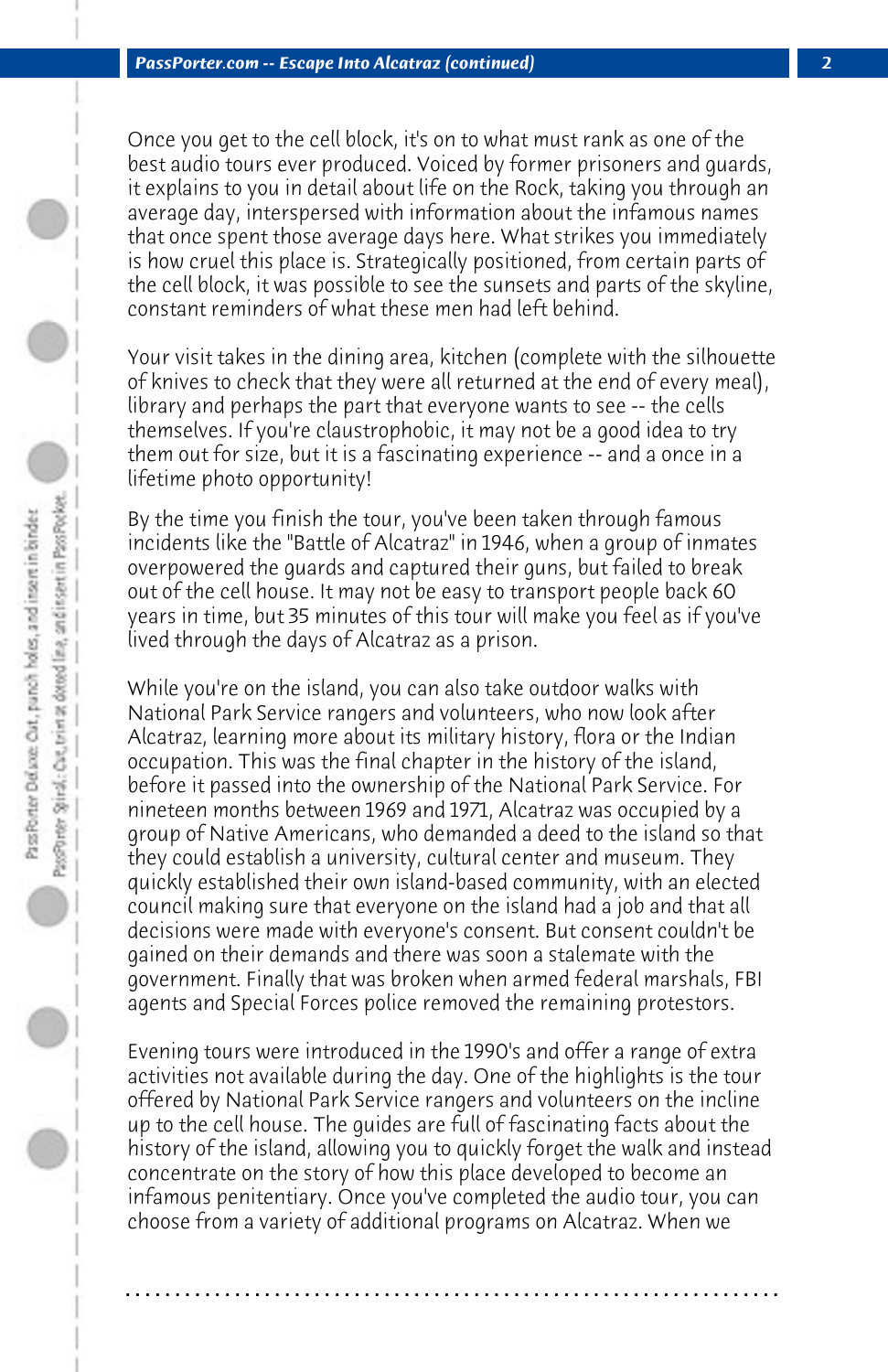Once you get to the cell block, it's on to what must rank as one of the best audio tours ever produced. Voiced by former prisoners and guards, it explains to you in detail about life on the Rock, taking you through an average day, interspersed with information about the infamous names that once spent those average days here. What strikes you immediately is how cruel this place is. Strategically positioned, from certain parts of the cell block, it was possible to see the sunsets and parts of the skyline, constant reminders of what these men had left behind.

Your visit takes in the dining area, kitchen (complete with the silhouette of knives to check that they were all returned at the end of every meal), library and perhaps the part that everyone wants to see -- the cells themselves. If you're claustrophobic, it may not be a good idea to try them out for size, but it is a fascinating experience -- and a once in a lifetime photo opportunity!

By the time you finish the tour, you've been taken through famous incidents like the "Battle of Alcatraz" in 1946, when a group of inmates overpowered the guards and captured their guns, but failed to break out of the cell house. It may not be easy to transport people back 60 years in time, but 35 minutes of this tour will make you feel as if you've lived through the days of Alcatraz as a prison.

While you're on the island, you can also take outdoor walks with National Park Service rangers and volunteers, who now look after Alcatraz, learning more about its military history, flora or the Indian occupation. This was the final chapter in the history of the island, before it passed into the ownership of the National Park Service. For nineteen months between 1969 and 1971, Alcatraz was occupied by a group of Native Americans, who demanded a deed to the island so that they could establish a university, cultural center and museum. They quickly established their own island-based community, with an elected council making sure that everyone on the island had a job and that all decisions were made with everyone's consent. But consent couldn't be gained on their demands and there was soon a stalemate with the government. Finally that was broken when armed federal marshals, FBI agents and Special Forces police removed the remaining protestors.

Evening tours were introduced in the 1990's and offer a range of extra activities not available during the day. One of the highlights is the tour offered by National Park Service rangers and volunteers on the incline up to the cell house. The guides are full of fascinating facts about the history of the island, allowing you to quickly forget the walk and instead concentrate on the story of how this place developed to become an infamous penitentiary. Once you've completed the audio tour, you can choose from a variety of additional programs on Alcatraz. When we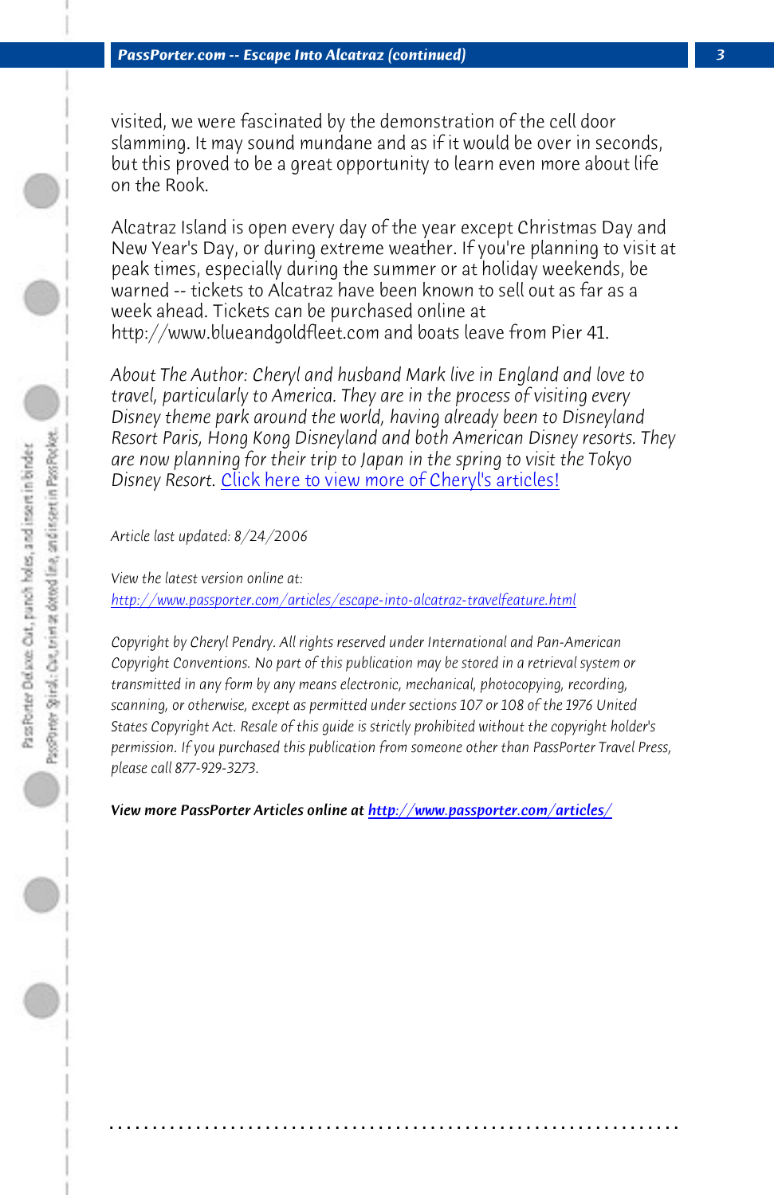visited, we were fascinated by the demonstration of the cell door slamming. It may sound mundane and as if it would be over in seconds, but this proved to be a great opportunity to learn even more about life on the Rook.

Alcatraz Island is open every day of the year except Christmas Day and New Year's Day, or during extreme weather. If you're planning to visit at peak times, especially during the summer or at holiday weekends, be warned -- tickets to Alcatraz have been known to sell out as far as a week ahead. Tickets can be purchased online at http://www.blueandgoldfleet.com and boats leave from Pier 41.

*About The Author: Cheryl and husband Mark live in England and love to travel, particularly to America. They are in the process of visiting every Disney theme park around the world, having already been to Disneyland Resort Paris, Hong Kong Disneyland and both American Disney resorts. They are now planning for their trip to Japan in the spring to visit the Tokyo Disney Resort.* Click here to view more of Cheryl's articles!

*Article last updated: 8/24/2006*

*View the latest version online at:*
*http://www.passporter.com/articles/escape-into-alcatraz-travelfeature.html*

*Copyright by Cheryl Pendry. All rights reserved under International and Pan-American Copyright Conventions. No part of this publication may be stored in a retrieval system or transmitted in any form by any means electronic, mechanical, photocopying, recording, scanning, or otherwise, except as permitted under sections 107 or 108 of the 1976 United States Copyright Act. Resale of this guide is strictly prohibited without the copyright holder's permission. If you purchased this publication from someone other than PassPorter Travel Press, please call 877-929-3273.*

***View more PassPorter Articles online at http://www.passporter.com/articles/***